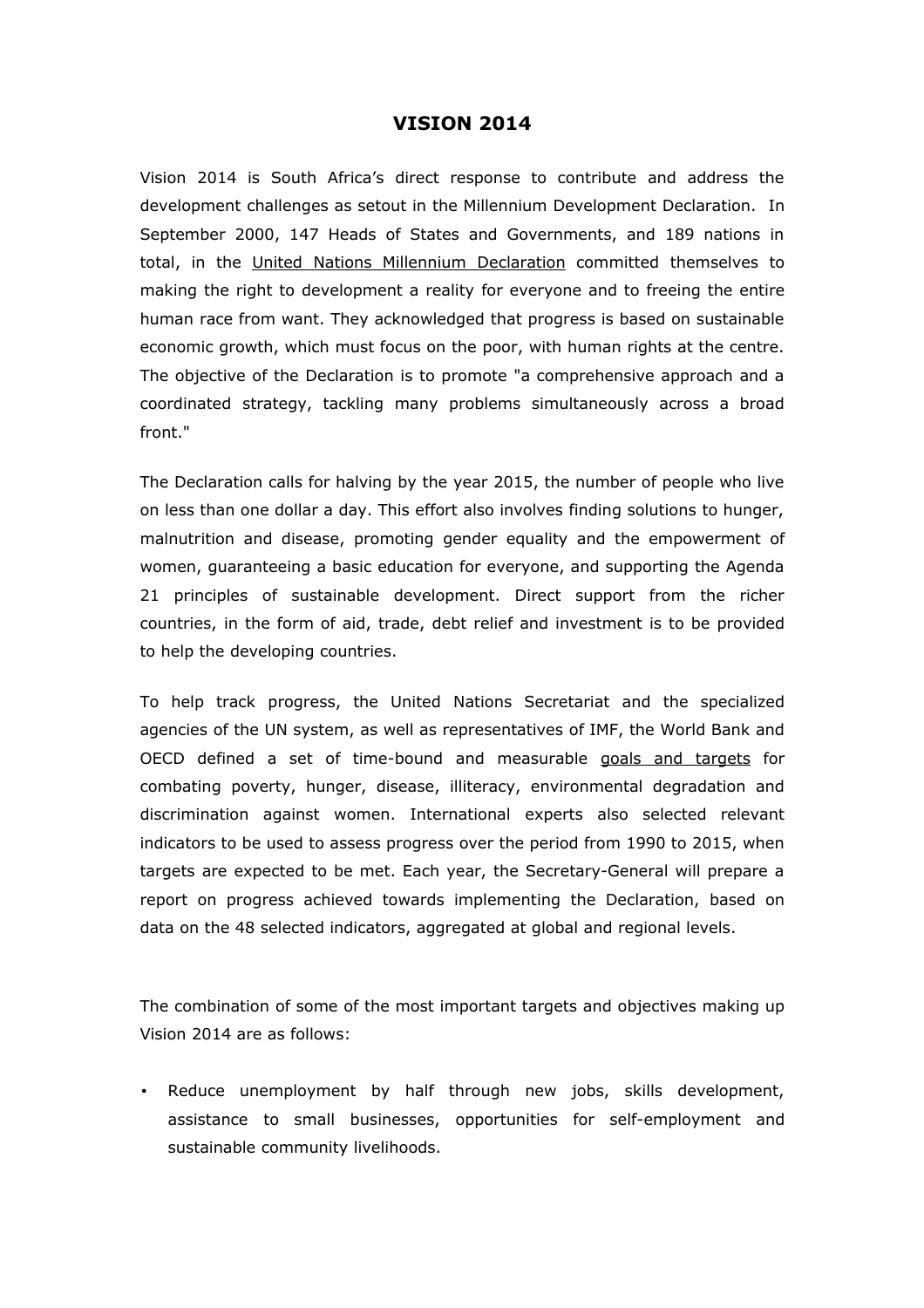# VISION 2014

Vision 2014 is South Africa's direct response to contribute and address the development challenges as setout in the Millennium Development Declaration. In September 2000, 147 Heads of States and Governments, and 189 nations in total, in the United Nations Millennium Declaration committed themselves to making the right to development a reality for everyone and to freeing the entire human race from want. They acknowledged that progress is based on sustainable economic growth, which must focus on the poor, with human rights at the centre. The objective of the Declaration is to promote "a comprehensive approach and a coordinated strategy, tackling many problems simultaneously across a broad front."

The Declaration calls for halving by the year 2015, the number of people who live on less than one dollar a day. This effort also involves finding solutions to hunger, malnutrition and disease, promoting gender equality and the empowerment of women, guaranteeing a basic education for everyone, and supporting the Agenda 21 principles of sustainable development. Direct support from the richer countries, in the form of aid, trade, debt relief and investment is to be provided to help the developing countries.

To help track progress, the United Nations Secretariat and the specialized agencies of the UN system, as well as representatives of IMF, the World Bank and OECD defined a set of time-bound and measurable goals and targets for combating poverty, hunger, disease, illiteracy, environmental degradation and discrimination against women. International experts also selected relevant indicators to be used to assess progress over the period from 1990 to 2015, when targets are expected to be met. Each year, the Secretary-General will prepare a report on progress achieved towards implementing the Declaration, based on data on the 48 selected indicators, aggregated at global and regional levels.

The combination of some of the most important targets and objectives making up Vision 2014 are as follows:

- Reduce unemployment by half through new jobs, skills development, assistance to small businesses, opportunities for self-employment and sustainable community livelihoods.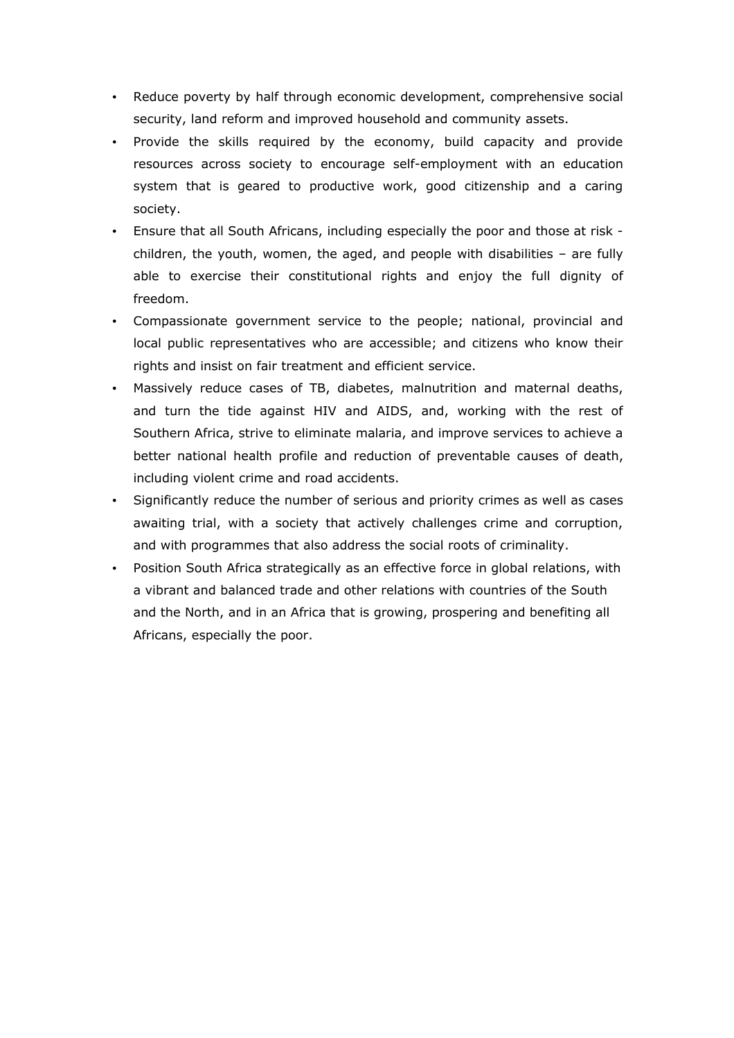- Reduce poverty by half through economic development, comprehensive social security, land reform and improved household and community assets.
- Provide the skills required by the economy, build capacity and provide resources across society to encourage self-employment with an education system that is geared to productive work, good citizenship and a caring society.
- Ensure that all South Africans, including especially the poor and those at risk - children, the youth, women, the aged, and people with disabilities – are fully able to exercise their constitutional rights and enjoy the full dignity of freedom.
- Compassionate government service to the people; national, provincial and local public representatives who are accessible; and citizens who know their rights and insist on fair treatment and efficient service.
- Massively reduce cases of TB, diabetes, malnutrition and maternal deaths, and turn the tide against HIV and AIDS, and, working with the rest of Southern Africa, strive to eliminate malaria, and improve services to achieve a better national health profile and reduction of preventable causes of death, including violent crime and road accidents.
- Significantly reduce the number of serious and priority crimes as well as cases awaiting trial, with a society that actively challenges crime and corruption, and with programmes that also address the social roots of criminality.
- Position South Africa strategically as an effective force in global relations, with a vibrant and balanced trade and other relations with countries of the South and the North, and in an Africa that is growing, prospering and benefiting all Africans, especially the poor.